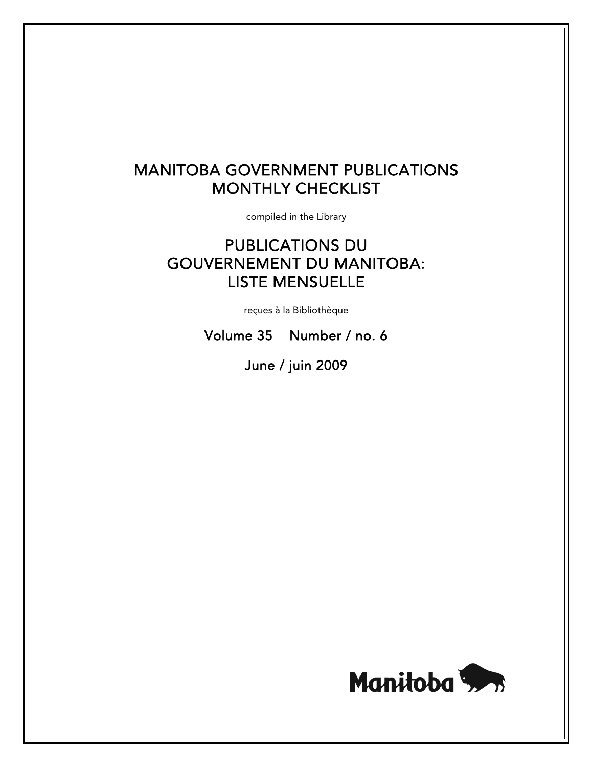# MANITOBA GOVERNMENT PUBLICATIONS MONTHLY CHECKLIST

compiled in the Library

# PUBLICATIONS DU GOUVERNEMENT DU MANITOBA: LISTE MENSUELLE

reçues à la Bibliothèque

Volume 35 Number / no. 6

June / juin 2009

Manitoba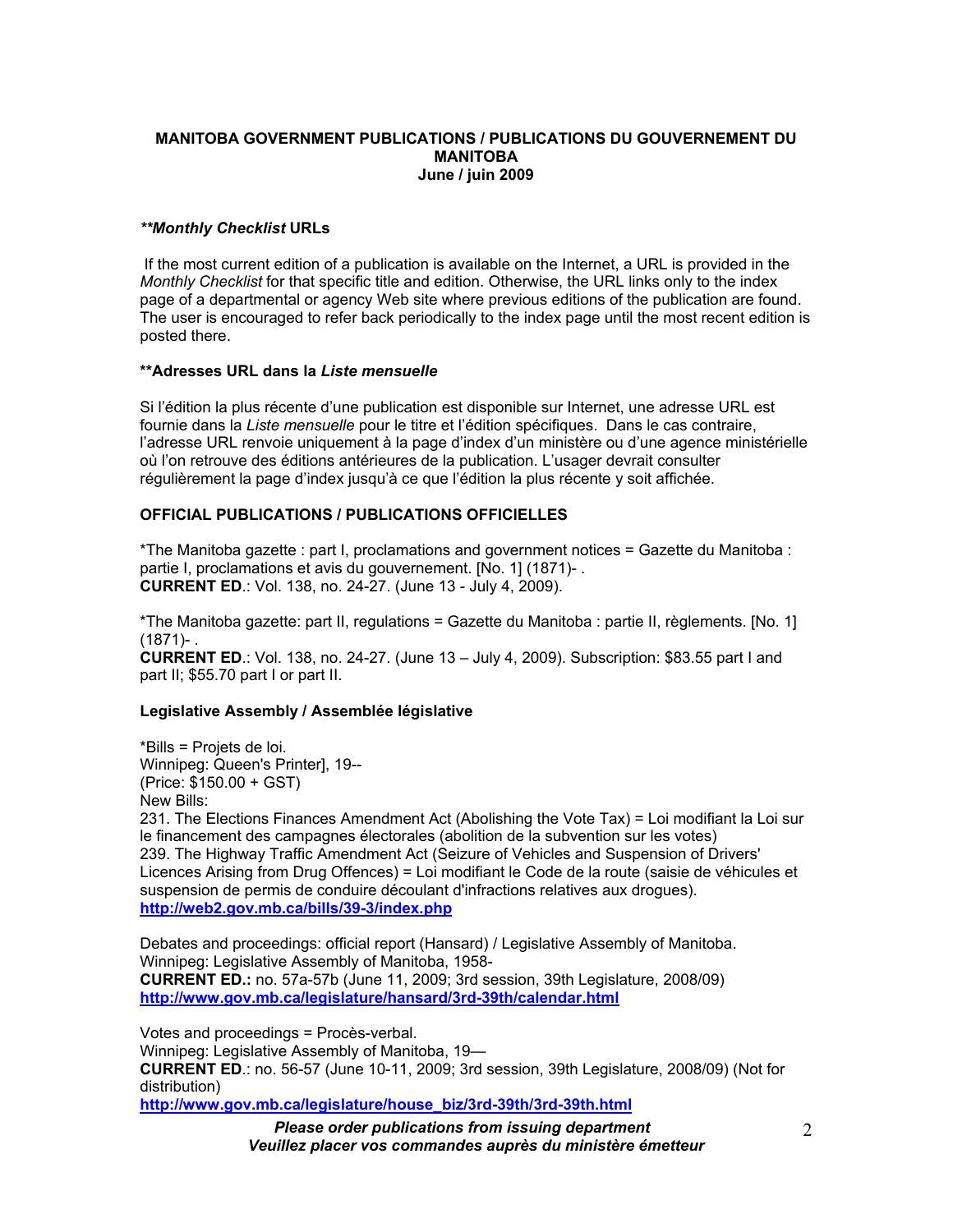# MANITOBA GOVERNMENT PUBLICATIONS / PUBLICATIONS DU GOUVERNEMENT DU MANITOBA
**June / juin 2009**

### ***\*\*Monthly Checklist* URLs**

If the most current edition of a publication is available on the Internet, a URL is provided in the *Monthly Checklist* for that specific title and edition. Otherwise, the URL links only to the index page of a departmental or agency Web site where previous editions of the publication are found. The user is encouraged to refer back periodically to the index page until the most recent edition is posted there.

### **\*\*Adresses URL dans la *Liste mensuelle***

Si l'édition la plus récente d'une publication est disponible sur Internet, une adresse URL est fournie dans la *Liste mensuelle* pour le titre et l'édition spécifiques. Dans le cas contraire, l'adresse URL renvoie uniquement à la page d'index d'un ministère ou d'une agence ministérielle où l'on retrouve des éditions antérieures de la publication. L'usager devrait consulter régulièrement la page d'index jusqu'à ce que l'édition la plus récente y soit affichée.

### **OFFICIAL PUBLICATIONS / PUBLICATIONS OFFICIELLES**

*The Manitoba gazette : part I, proclamations and government notices = Gazette du Manitoba : partie I, proclamations et avis du gouvernement. [No. 1] (1871)- .
**CURRENT ED**.: Vol. 138, no. 24-27. (June 13 - July 4, 2009).

*The Manitoba gazette: part II, regulations = Gazette du Manitoba : partie II, règlements. [No. 1] (1871)- .
**CURRENT ED**.: Vol. 138, no. 24-27. (June 13 – July 4, 2009). Subscription: $83.55 part I and part II; $55.70 part I or part II.

### **Legislative Assembly / Assemblée législative**

*Bills = Projets de loi.
Winnipeg: Queen's Printer], 19--
(Price: $150.00 + GST)
New Bills:
231. The Elections Finances Amendment Act (Abolishing the Vote Tax) = Loi modifiant la Loi sur le financement des campagnes électorales (abolition de la subvention sur les votes)
239. The Highway Traffic Amendment Act (Seizure of Vehicles and Suspension of Drivers' Licences Arising from Drug Offences) = Loi modifiant le Code de la route (saisie de véhicules et suspension de permis de conduire découlant d'infractions relatives aux drogues).
**http://web2.gov.mb.ca/bills/39-3/index.php**

Debates and proceedings: official report (Hansard) / Legislative Assembly of Manitoba.
Winnipeg: Legislative Assembly of Manitoba, 1958-
**CURRENT ED.:** no. 57a-57b (June 11, 2009; 3rd session, 39th Legislature, 2008/09)
**http://www.gov.mb.ca/legislature/hansard/3rd-39th/calendar.html**

Votes and proceedings = Procès-verbal.
Winnipeg: Legislative Assembly of Manitoba, 19—
**CURRENT ED**.: no. 56-57 (June 10-11, 2009; 3rd session, 39th Legislature, 2008/09) (Not for distribution)
**http://www.gov.mb.ca/legislature/house_biz/3rd-39th/3rd-39th.html**

***Please order publications from issuing department***
***Veuillez placer vos commandes auprès du ministère émetteur***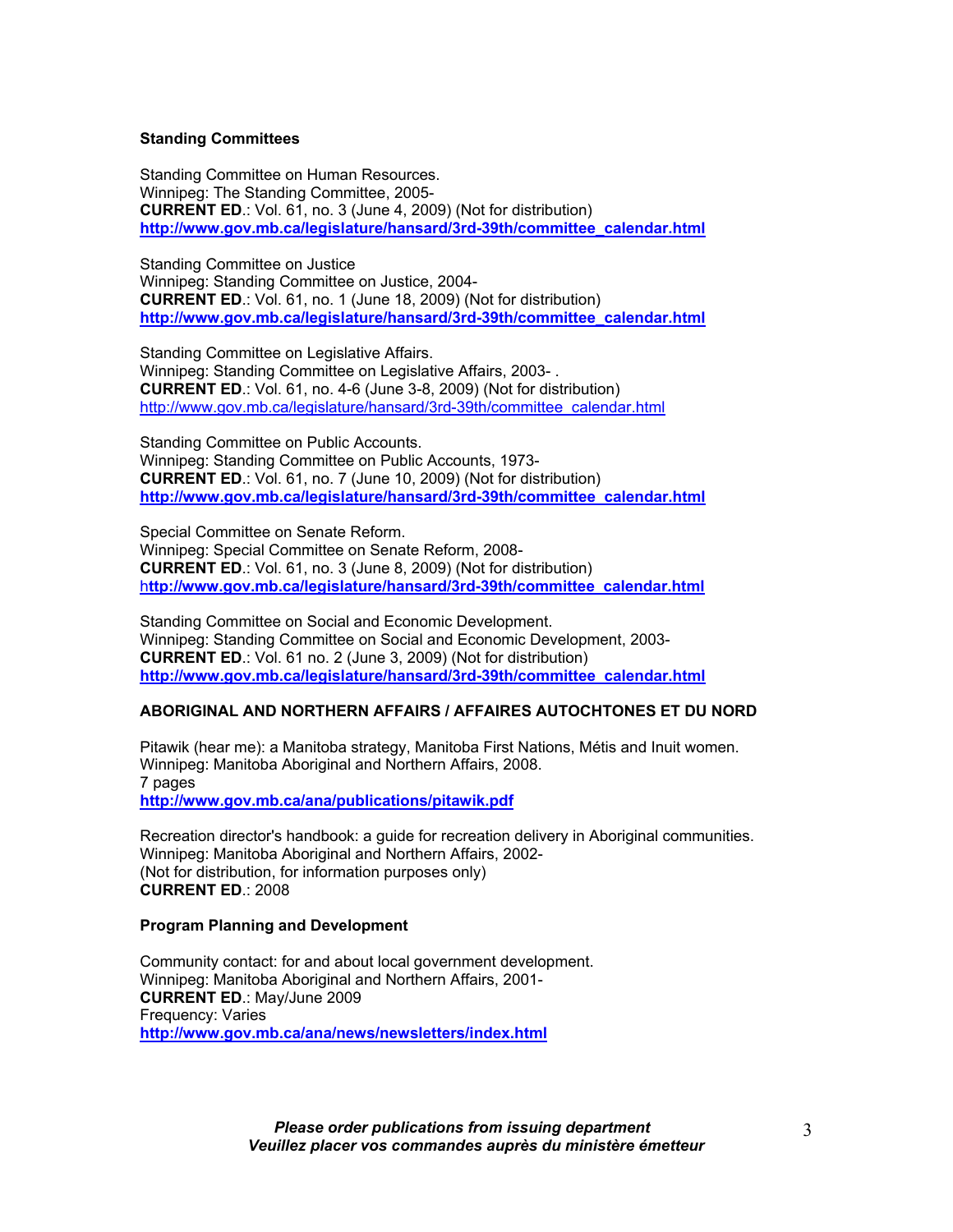### Standing Committees

Standing Committee on Human Resources.
Winnipeg: The Standing Committee, 2005-
**CURRENT ED**.: Vol. 61, no. 3 (June 4, 2009) (Not for distribution)
**http://www.gov.mb.ca/legislature/hansard/3rd-39th/committee_calendar.html**

Standing Committee on Justice
Winnipeg: Standing Committee on Justice, 2004-
**CURRENT ED**.: Vol. 61, no. 1 (June 18, 2009) (Not for distribution)
**http://www.gov.mb.ca/legislature/hansard/3rd-39th/committee_calendar.html**

Standing Committee on Legislative Affairs.
Winnipeg: Standing Committee on Legislative Affairs, 2003- .
**CURRENT ED**.: Vol. 61, no. 4-6 (June 3-8, 2009) (Not for distribution)
http://www.gov.mb.ca/legislature/hansard/3rd-39th/committee_calendar.html

Standing Committee on Public Accounts.
Winnipeg: Standing Committee on Public Accounts, 1973-
**CURRENT ED**.: Vol. 61, no. 7 (June 10, 2009) (Not for distribution)
**http://www.gov.mb.ca/legislature/hansard/3rd-39th/committee_calendar.html**

Special Committee on Senate Reform.
Winnipeg: Special Committee on Senate Reform, 2008-
**CURRENT ED**.: Vol. 61, no. 3 (June 8, 2009) (Not for distribution)
**http://www.gov.mb.ca/legislature/hansard/3rd-39th/committee_calendar.html**

Standing Committee on Social and Economic Development.
Winnipeg: Standing Committee on Social and Economic Development, 2003-
**CURRENT ED**.: Vol. 61 no. 2 (June 3, 2009) (Not for distribution)
**http://www.gov.mb.ca/legislature/hansard/3rd-39th/committee_calendar.html**

## ABORIGINAL AND NORTHERN AFFAIRS / AFFAIRES AUTOCHTONES ET DU NORD

Pitawik (hear me): a Manitoba strategy, Manitoba First Nations, Métis and Inuit women.
Winnipeg: Manitoba Aboriginal and Northern Affairs, 2008.
7 pages
**http://www.gov.mb.ca/ana/publications/pitawik.pdf**

Recreation director's handbook: a guide for recreation delivery in Aboriginal communities.
Winnipeg: Manitoba Aboriginal and Northern Affairs, 2002-
(Not for distribution, for information purposes only)
**CURRENT ED**.: 2008

### Program Planning and Development

Community contact: for and about local government development.
Winnipeg: Manitoba Aboriginal and Northern Affairs, 2001-
**CURRENT ED**.: May/June 2009
Frequency: Varies
**http://www.gov.mb.ca/ana/news/newsletters/index.html**

***Please order publications from issuing department***
***Veuillez placer vos commandes auprès du ministère émetteur***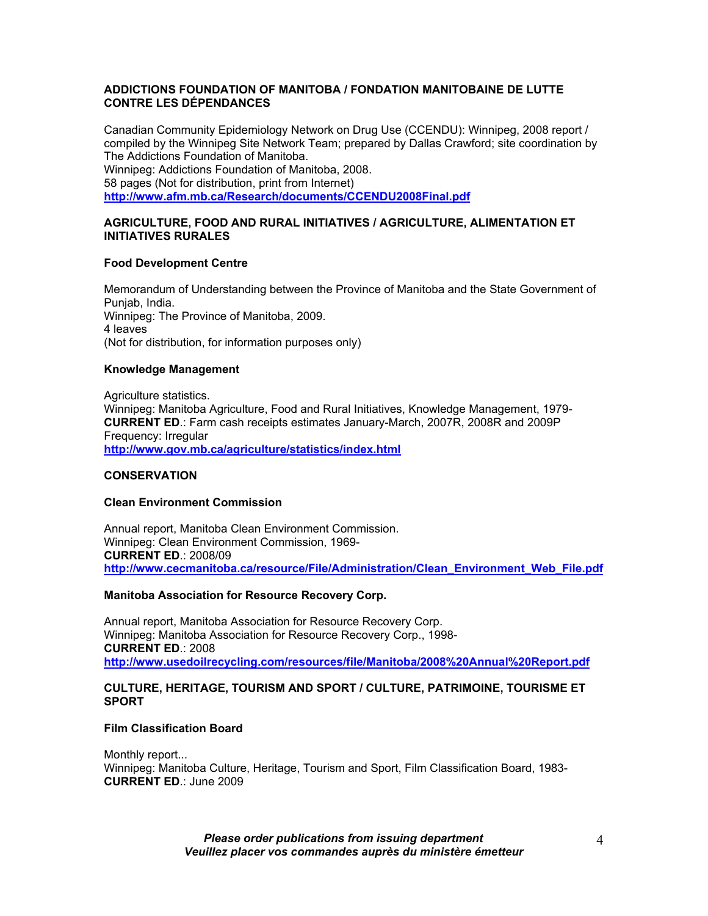**ADDICTIONS FOUNDATION OF MANITOBA / FONDATION MANITOBAINE DE LUTTE CONTRE LES DÉPENDANCES**

Canadian Community Epidemiology Network on Drug Use (CCENDU): Winnipeg, 2008 report / compiled by the Winnipeg Site Network Team; prepared by Dallas Crawford; site coordination by The Addictions Foundation of Manitoba.
Winnipeg: Addictions Foundation of Manitoba, 2008.
58 pages (Not for distribution, print from Internet)
**http://www.afm.mb.ca/Research/documents/CCENDU2008Final.pdf**

**AGRICULTURE, FOOD AND RURAL INITIATIVES / AGRICULTURE, ALIMENTATION ET INITIATIVES RURALES**

**Food Development Centre**

Memorandum of Understanding between the Province of Manitoba and the State Government of Punjab, India.
Winnipeg: The Province of Manitoba, 2009.
4 leaves
(Not for distribution, for information purposes only)

**Knowledge Management**

Agriculture statistics.
Winnipeg: Manitoba Agriculture, Food and Rural Initiatives, Knowledge Management, 1979-
**CURRENT ED**.: Farm cash receipts estimates January-March, 2007R, 2008R and 2009P
Frequency: Irregular
**http://www.gov.mb.ca/agriculture/statistics/index.html**

**CONSERVATION**

**Clean Environment Commission**

Annual report, Manitoba Clean Environment Commission.
Winnipeg: Clean Environment Commission, 1969-
**CURRENT ED**.: 2008/09
**http://www.cecmanitoba.ca/resource/File/Administration/Clean_Environment_Web_File.pdf**

**Manitoba Association for Resource Recovery Corp.**

Annual report, Manitoba Association for Resource Recovery Corp.
Winnipeg: Manitoba Association for Resource Recovery Corp., 1998-
**CURRENT ED**.: 2008
**http://www.usedoilrecycling.com/resources/file/Manitoba/2008%20Annual%20Report.pdf**

**CULTURE, HERITAGE, TOURISM AND SPORT / CULTURE, PATRIMOINE, TOURISME ET SPORT**

**Film Classification Board**

Monthly report...
Winnipeg: Manitoba Culture, Heritage, Tourism and Sport, Film Classification Board, 1983-
**CURRENT ED**.: June 2009

***Please order publications from issuing department***
***Veuillez placer vos commandes auprès du ministère émetteur***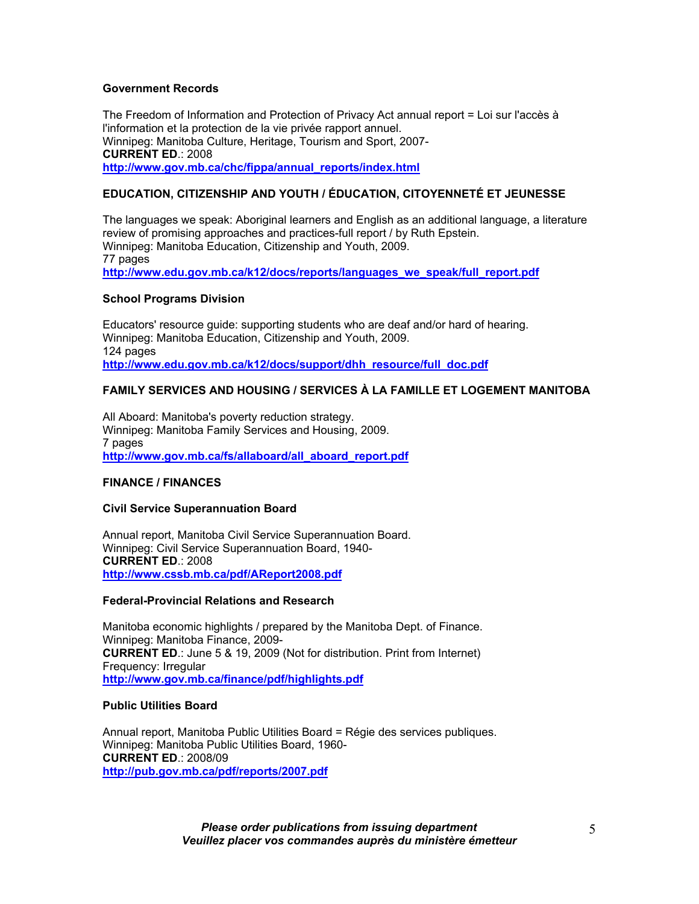#### Government Records

The Freedom of Information and Protection of Privacy Act annual report = Loi sur l'accès à l'information et la protection de la vie privée rapport annuel.
Winnipeg: Manitoba Culture, Heritage, Tourism and Sport, 2007-
**CURRENT ED**.: 2008
**http://www.gov.mb.ca/chc/fippa/annual_reports/index.html**

### EDUCATION, CITIZENSHIP AND YOUTH / ÉDUCATION, CITOYENNETÉ ET JEUNESSE

The languages we speak: Aboriginal learners and English as an additional language, a literature review of promising approaches and practices-full report / by Ruth Epstein.
Winnipeg: Manitoba Education, Citizenship and Youth, 2009.
77 pages
**http://www.edu.gov.mb.ca/k12/docs/reports/languages_we_speak/full_report.pdf**

#### School Programs Division

Educators' resource guide: supporting students who are deaf and/or hard of hearing.
Winnipeg: Manitoba Education, Citizenship and Youth, 2009.
124 pages
**http://www.edu.gov.mb.ca/k12/docs/support/dhh_resource/full_doc.pdf**

### FAMILY SERVICES AND HOUSING / SERVICES À LA FAMILLE ET LOGEMENT MANITOBA

All Aboard: Manitoba's poverty reduction strategy.
Winnipeg: Manitoba Family Services and Housing, 2009.
7 pages
**http://www.gov.mb.ca/fs/allaboard/all_aboard_report.pdf**

### FINANCE / FINANCES

#### Civil Service Superannuation Board

Annual report, Manitoba Civil Service Superannuation Board.
Winnipeg: Civil Service Superannuation Board, 1940-
**CURRENT ED**.: 2008
**http://www.cssb.mb.ca/pdf/AReport2008.pdf**

#### Federal-Provincial Relations and Research

Manitoba economic highlights / prepared by the Manitoba Dept. of Finance.
Winnipeg: Manitoba Finance, 2009-
**CURRENT ED**.: June 5 & 19, 2009 (Not for distribution. Print from Internet)
Frequency: Irregular
**http://www.gov.mb.ca/finance/pdf/highlights.pdf**

#### Public Utilities Board

Annual report, Manitoba Public Utilities Board = Régie des services publiques.
Winnipeg: Manitoba Public Utilities Board, 1960-
**CURRENT ED**.: 2008/09
**http://pub.gov.mb.ca/pdf/reports/2007.pdf**

***Please order publications from issuing department***
***Veuillez placer vos commandes auprès du ministère émetteur***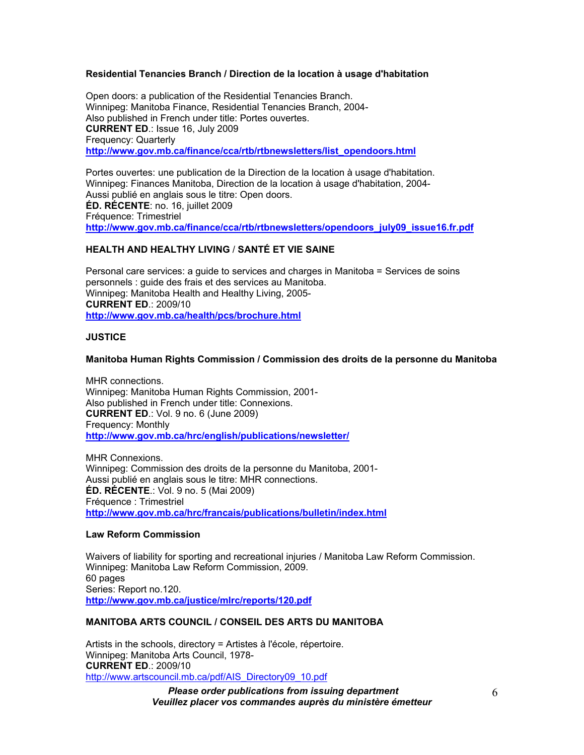### Residential Tenancies Branch / Direction de la location à usage d'habitation

Open doors: a publication of the Residential Tenancies Branch.
Winnipeg: Manitoba Finance, Residential Tenancies Branch, 2004-
Also published in French under title: Portes ouvertes.
**CURRENT ED**.: Issue 16, July 2009
Frequency: Quarterly
**http://www.gov.mb.ca/finance/cca/rtb/rtbnewsletters/list_opendoors.html**

Portes ouvertes: une publication de la Direction de la location à usage d'habitation.
Winnipeg: Finances Manitoba, Direction de la location à usage d'habitation, 2004-
Aussi publié en anglais sous le titre: Open doors.
**ÉD. RÉCENTE**: no. 16, juillet 2009
Fréquence: Trimestriel
**http://www.gov.mb.ca/finance/cca/rtb/rtbnewsletters/opendoors_july09_issue16.fr.pdf**

## HEALTH AND HEALTHY LIVING / SANTÉ ET VIE SAINE

Personal care services: a guide to services and charges in Manitoba = Services de soins personnels : guide des frais et des services au Manitoba.
Winnipeg: Manitoba Health and Healthy Living, 2005-
**CURRENT ED**.: 2009/10
**http://www.gov.mb.ca/health/pcs/brochure.html**

## JUSTICE

### Manitoba Human Rights Commission / Commission des droits de la personne du Manitoba

MHR connections.
Winnipeg: Manitoba Human Rights Commission, 2001-
Also published in French under title: Connexions.
**CURRENT ED**.: Vol. 9 no. 6 (June 2009)
Frequency: Monthly
**http://www.gov.mb.ca/hrc/english/publications/newsletter/**

MHR Connexions.
Winnipeg: Commission des droits de la personne du Manitoba, 2001-
Aussi publié en anglais sous le titre: MHR connections.
**ÉD. RÉCENTE**.: Vol. 9 no. 5 (Mai 2009)
Fréquence : Trimestriel
**http://www.gov.mb.ca/hrc/francais/publications/bulletin/index.html**

### Law Reform Commission

Waivers of liability for sporting and recreational injuries / Manitoba Law Reform Commission.
Winnipeg: Manitoba Law Reform Commission, 2009.
60 pages
Series: Report no.120.
**http://www.gov.mb.ca/justice/mlrc/reports/120.pdf**

## MANITOBA ARTS COUNCIL / CONSEIL DES ARTS DU MANITOBA

Artists in the schools, directory = Artistes à l'école, répertoire.
Winnipeg: Manitoba Arts Council, 1978-
**CURRENT ED**.: 2009/10
http://www.artscouncil.mb.ca/pdf/AIS_Directory09_10.pdf

***Please order publications from issuing department***
***Veuillez placer vos commandes auprès du ministère émetteur***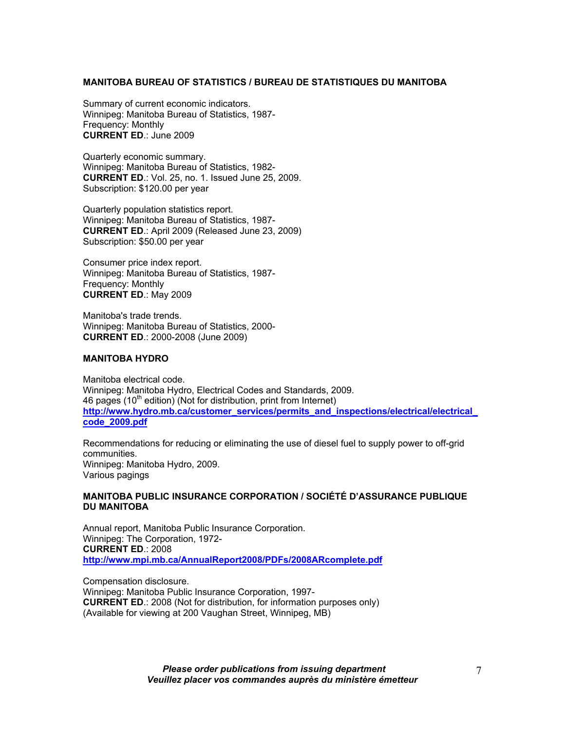**MANITOBA BUREAU OF STATISTICS / BUREAU DE STATISTIQUES DU MANITOBA**

Summary of current economic indicators.
Winnipeg: Manitoba Bureau of Statistics, 1987-
Frequency: Monthly
**CURRENT ED**.: June 2009

Quarterly economic summary.
Winnipeg: Manitoba Bureau of Statistics, 1982-
**CURRENT ED**.: Vol. 25, no. 1. Issued June 25, 2009.
Subscription: $120.00 per year

Quarterly population statistics report.
Winnipeg: Manitoba Bureau of Statistics, 1987-
**CURRENT ED**.: April 2009 (Released June 23, 2009)
Subscription: $50.00 per year

Consumer price index report.
Winnipeg: Manitoba Bureau of Statistics, 1987-
Frequency: Monthly
**CURRENT ED**.: May 2009

Manitoba's trade trends.
Winnipeg: Manitoba Bureau of Statistics, 2000-
**CURRENT ED**.: 2000-2008 (June 2009)

**MANITOBA HYDRO**

Manitoba electrical code.
Winnipeg: Manitoba Hydro, Electrical Codes and Standards, 2009.
46 pages (10th edition) (Not for distribution, print from Internet)
**http://www.hydro.mb.ca/customer_services/permits_and_inspections/electrical/electrical_code_2009.pdf**

Recommendations for reducing or eliminating the use of diesel fuel to supply power to off-grid communities.
Winnipeg: Manitoba Hydro, 2009.
Various pagings

**MANITOBA PUBLIC INSURANCE CORPORATION / SOCIÉTÉ D'ASSURANCE PUBLIQUE DU MANITOBA**

Annual report, Manitoba Public Insurance Corporation.
Winnipeg: The Corporation, 1972-
**CURRENT ED**.: 2008
**http://www.mpi.mb.ca/AnnualReport2008/PDFs/2008ARcomplete.pdf**

Compensation disclosure.
Winnipeg: Manitoba Public Insurance Corporation, 1997-
**CURRENT ED**.: 2008 (Not for distribution, for information purposes only)
(Available for viewing at 200 Vaughan Street, Winnipeg, MB)

***Please order publications from issuing department***
***Veuillez placer vos commandes auprès du ministère émetteur***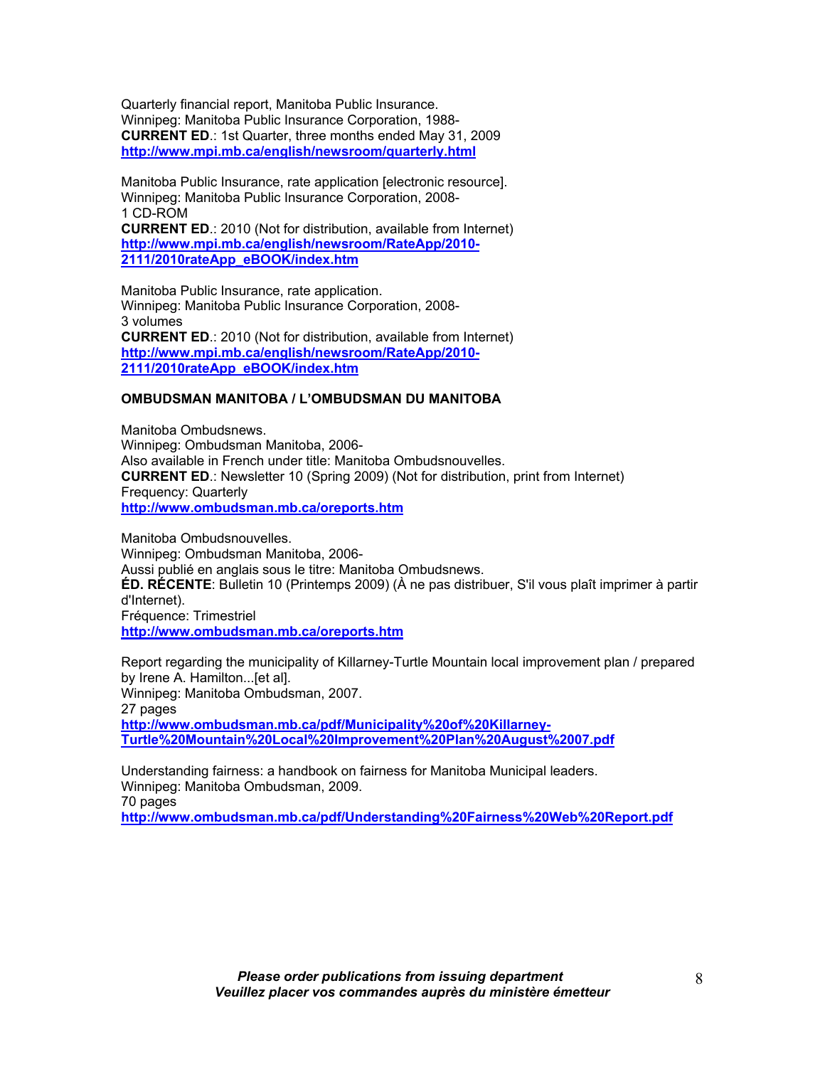Quarterly financial report, Manitoba Public Insurance.
Winnipeg: Manitoba Public Insurance Corporation, 1988-
**CURRENT ED**.: 1st Quarter, three months ended May 31, 2009
**http://www.mpi.mb.ca/english/newsroom/quarterly.html**

Manitoba Public Insurance, rate application [electronic resource].
Winnipeg: Manitoba Public Insurance Corporation, 2008-
1 CD-ROM
**CURRENT ED**.: 2010 (Not for distribution, available from Internet)
**http://www.mpi.mb.ca/english/newsroom/RateApp/2010-2111/2010rateApp_eBOOK/index.htm**

Manitoba Public Insurance, rate application.
Winnipeg: Manitoba Public Insurance Corporation, 2008-
3 volumes
**CURRENT ED**.: 2010 (Not for distribution, available from Internet)
**http://www.mpi.mb.ca/english/newsroom/RateApp/2010-2111/2010rateApp_eBOOK/index.htm**

**OMBUDSMAN MANITOBA / L'OMBUDSMAN DU MANITOBA**

Manitoba Ombudsnews.
Winnipeg: Ombudsman Manitoba, 2006-
Also available in French under title: Manitoba Ombudsnouvelles.
**CURRENT ED**.: Newsletter 10 (Spring 2009) (Not for distribution, print from Internet)
Frequency: Quarterly
**http://www.ombudsman.mb.ca/oreports.htm**

Manitoba Ombudsnouvelles.
Winnipeg: Ombudsman Manitoba, 2006-
Aussi publié en anglais sous le titre: Manitoba Ombudsnews.
**ÉD. RÉCENTE**: Bulletin 10 (Printemps 2009) (À ne pas distribuer, S'il vous plaît imprimer à partir d'Internet).
Fréquence: Trimestriel
**http://www.ombudsman.mb.ca/oreports.htm**

Report regarding the municipality of Killarney-Turtle Mountain local improvement plan / prepared by Irene A. Hamilton...[et al].
Winnipeg: Manitoba Ombudsman, 2007.
27 pages
**http://www.ombudsman.mb.ca/pdf/Municipality%20of%20Killarney-Turtle%20Mountain%20Local%20Improvement%20Plan%20August%2007.pdf**

Understanding fairness: a handbook on fairness for Manitoba Municipal leaders.
Winnipeg: Manitoba Ombudsman, 2009.
70 pages
**http://www.ombudsman.mb.ca/pdf/Understanding%20Fairness%20Web%20Report.pdf**

***Please order publications from issuing department***
***Veuillez placer vos commandes auprès du ministère émetteur***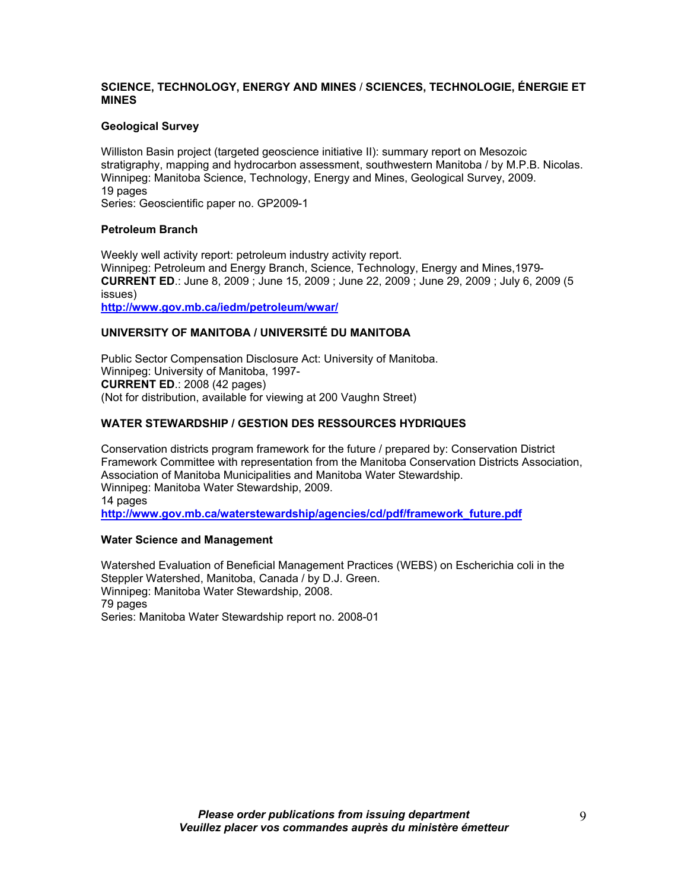## SCIENCE, TECHNOLOGY, ENERGY AND MINES / SCIENCES, TECHNOLOGIE, ÉNERGIE ET MINES

### Geological Survey

Williston Basin project (targeted geoscience initiative II): summary report on Mesozoic stratigraphy, mapping and hydrocarbon assessment, southwestern Manitoba / by M.P.B. Nicolas.
Winnipeg: Manitoba Science, Technology, Energy and Mines, Geological Survey, 2009.
19 pages
Series: Geoscientific paper no. GP2009-1

### Petroleum Branch

Weekly well activity report: petroleum industry activity report.
Winnipeg: Petroleum and Energy Branch, Science, Technology, Energy and Mines,1979-
**CURRENT ED**.: June 8, 2009 ; June 15, 2009 ; June 22, 2009 ; June 29, 2009 ; July 6, 2009 (5 issues)
**http://www.gov.mb.ca/iedm/petroleum/wwar/**

## UNIVERSITY OF MANITOBA / UNIVERSITÉ DU MANITOBA

Public Sector Compensation Disclosure Act: University of Manitoba.
Winnipeg: University of Manitoba, 1997-
**CURRENT ED**.: 2008 (42 pages)
(Not for distribution, available for viewing at 200 Vaughn Street)

## WATER STEWARDSHIP / GESTION DES RESSOURCES HYDRIQUES

Conservation districts program framework for the future / prepared by: Conservation District Framework Committee with representation from the Manitoba Conservation Districts Association, Association of Manitoba Municipalities and Manitoba Water Stewardship.
Winnipeg: Manitoba Water Stewardship, 2009.
14 pages
**http://www.gov.mb.ca/waterstewardship/agencies/cd/pdf/framework_future.pdf**

### Water Science and Management

Watershed Evaluation of Beneficial Management Practices (WEBS) on Escherichia coli in the Steppler Watershed, Manitoba, Canada / by D.J. Green.
Winnipeg: Manitoba Water Stewardship, 2008.
79 pages
Series: Manitoba Water Stewardship report no. 2008-01

***Please order publications from issuing department***
***Veuillez placer vos commandes auprès du ministère émetteur***